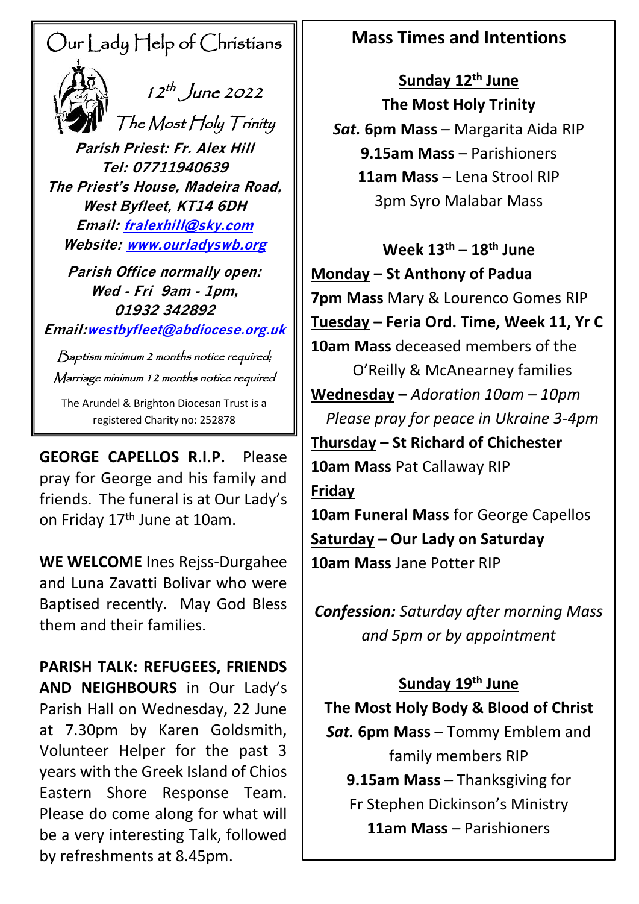# Our Lady Help of Christians

12th June 2022

The Most Holy Trinity

***Parish Priest: Fr. Alex Hill***
***Tel: 07711940639***
***The Priest's House, Madeira Road, West Byfleet, KT14 6DH***
***Email: fralexhill@sky.com***
***Website: www.ourladyswb.org***

***Parish Office normally open: Wed - Fri 9am - 1pm, 01932 342892***
***Email: westbyfleet@abdiocese.org.uk***

*Baptism minimum 2 months notice required; Marriage minimum 12 months notice required*

The Arundel & Brighton Diocesan Trust is a registered Charity no: 252878

**GEORGE CAPELLOS R.I.P.** Please pray for George and his family and friends. The funeral is at Our Lady's on Friday 17th June at 10am.

**WE WELCOME** Ines Rejss-Durgahee and Luna Zavatti Bolivar who were Baptised recently. May God Bless them and their families.

**PARISH TALK: REFUGEES, FRIENDS AND NEIGHBOURS** in Our Lady's Parish Hall on Wednesday, 22 June at 7.30pm by Karen Goldsmith, Volunteer Helper for the past 3 years with the Greek Island of Chios Eastern Shore Response Team. Please do come along for what will be a very interesting Talk, followed by refreshments at 8.45pm.

## Mass Times and Intentions

**Sunday 12th June**
**The Most Holy Trinity**
***Sat.* 6pm Mass** – Margarita Aida RIP
**9.15am Mass** – Parishioners
**11am Mass** – Lena Strool RIP
3pm Syro Malabar Mass

**Week 13th – 18th June**

**Monday – St Anthony of Padua**
**7pm Mass** Mary & Lourenco Gomes RIP

**Tuesday – Feria Ord. Time, Week 11, Yr C**
**10am Mass** deceased members of the O'Reilly & McAnearney families

**Wednesday –** *Adoration 10am – 10pm*
*Please pray for peace in Ukraine 3-4pm*

**Thursday – St Richard of Chichester**
**10am Mass** Pat Callaway RIP

**Friday**
**10am Funeral Mass** for George Capellos

**Saturday – Our Lady on Saturday**
**10am Mass** Jane Potter RIP

***Confession:*** *Saturday after morning Mass and 5pm or by appointment*

**Sunday 19th June**
**The Most Holy Body & Blood of Christ**
***Sat.* 6pm Mass** – Tommy Emblem and family members RIP
**9.15am Mass** – Thanksgiving for Fr Stephen Dickinson's Ministry
**11am Mass** – Parishioners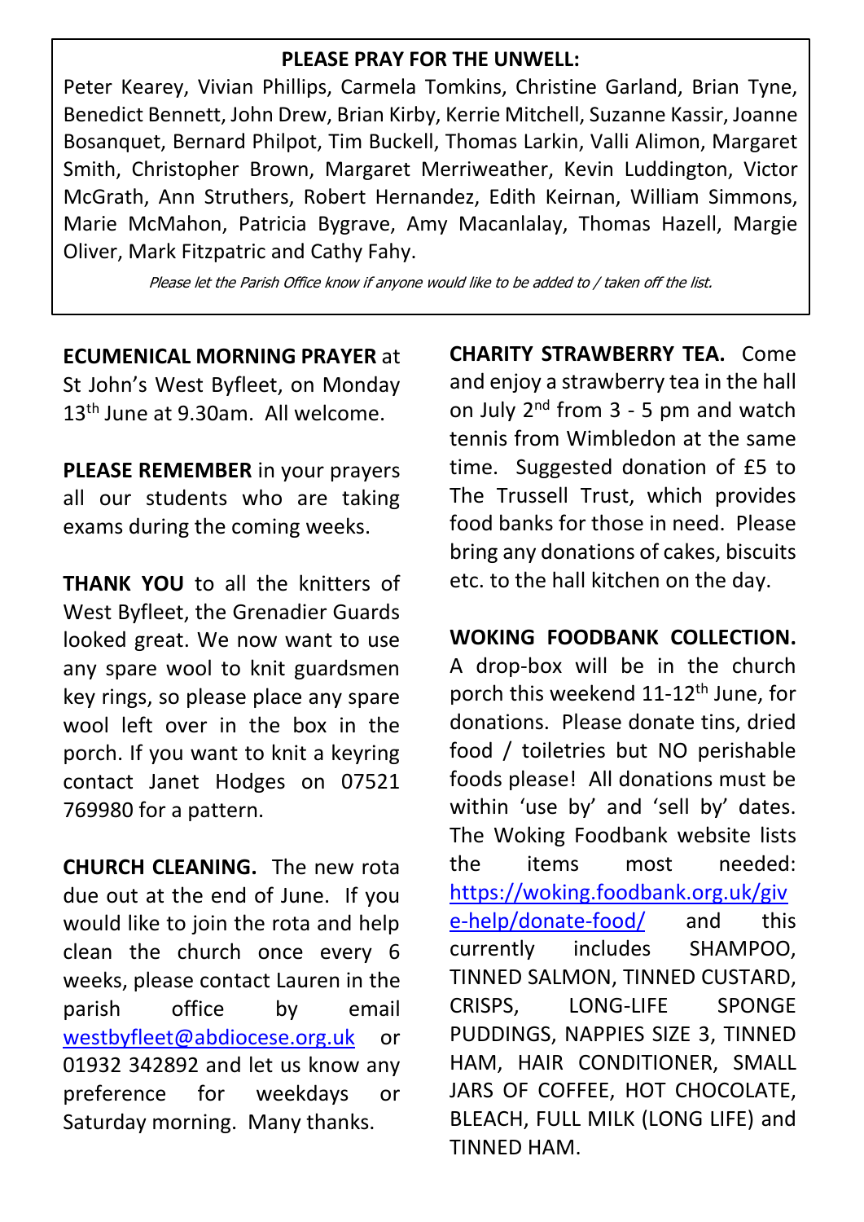**PLEASE PRAY FOR THE UNWELL:**

Peter Kearey, Vivian Phillips, Carmela Tomkins, Christine Garland, Brian Tyne, Benedict Bennett, John Drew, Brian Kirby, Kerrie Mitchell, Suzanne Kassir, Joanne Bosanquet, Bernard Philpot, Tim Buckell, Thomas Larkin, Valli Alimon, Margaret Smith, Christopher Brown, Margaret Merriweather, Kevin Luddington, Victor McGrath, Ann Struthers, Robert Hernandez, Edith Keirnan, William Simmons, Marie McMahon, Patricia Bygrave, Amy Macanlalay, Thomas Hazell, Margie Oliver, Mark Fitzpatric and Cathy Fahy.

*Please let the Parish Office know if anyone would like to be added to / taken off the list.*

**ECUMENICAL MORNING PRAYER** at St John's West Byfleet, on Monday 13th June at 9.30am. All welcome.

**PLEASE REMEMBER** in your prayers all our students who are taking exams during the coming weeks.

**THANK YOU** to all the knitters of West Byfleet, the Grenadier Guards looked great. We now want to use any spare wool to knit guardsmen key rings, so please place any spare wool left over in the box in the porch. If you want to knit a keyring contact Janet Hodges on 07521 769980 for a pattern.

**CHURCH CLEANING.** The new rota due out at the end of June. If you would like to join the rota and help clean the church once every 6 weeks, please contact Lauren in the parish office by email westbyfleet@abdiocese.org.uk or 01932 342892 and let us know any preference for weekdays or Saturday morning. Many thanks.

**CHARITY STRAWBERRY TEA.** Come and enjoy a strawberry tea in the hall on July 2nd from 3 - 5 pm and watch tennis from Wimbledon at the same time. Suggested donation of £5 to The Trussell Trust, which provides food banks for those in need. Please bring any donations of cakes, biscuits etc. to the hall kitchen on the day.

**WOKING FOODBANK COLLECTION.** A drop-box will be in the church porch this weekend 11-12th June, for donations. Please donate tins, dried food / toiletries but NO perishable foods please! All donations must be within 'use by' and 'sell by' dates. The Woking Foodbank website lists the items most needed: https://woking.foodbank.org.uk/give-help/donate-food/ and this currently includes SHAMPOO, TINNED SALMON, TINNED CUSTARD, CRISPS, LONG-LIFE SPONGE PUDDINGS, NAPPIES SIZE 3, TINNED HAM, HAIR CONDITIONER, SMALL JARS OF COFFEE, HOT CHOCOLATE, BLEACH, FULL MILK (LONG LIFE) and TINNED HAM.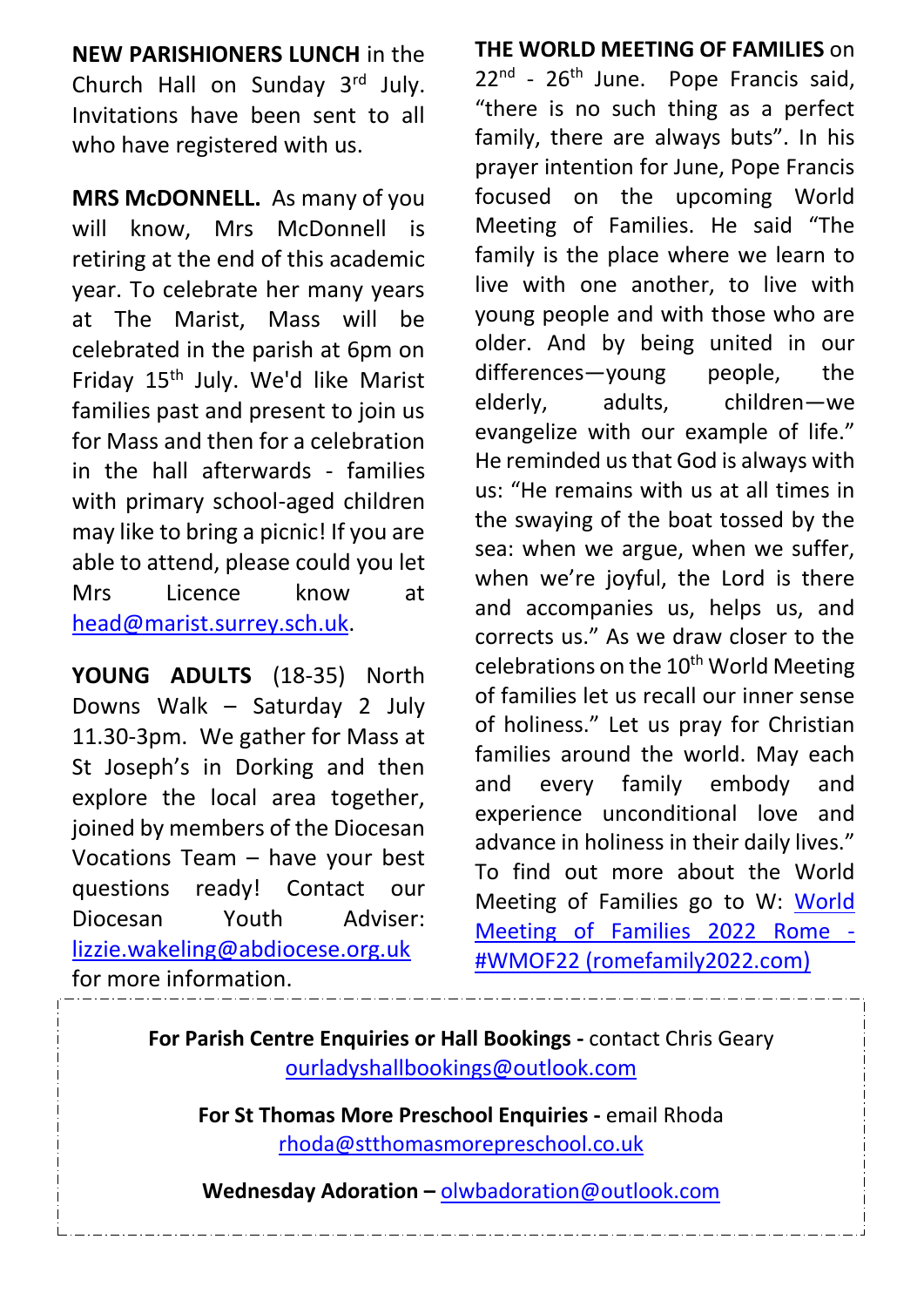**NEW PARISHIONERS LUNCH** in the Church Hall on Sunday 3rd July. Invitations have been sent to all who have registered with us.

**MRS McDONNELL.** As many of you will know, Mrs McDonnell is retiring at the end of this academic year. To celebrate her many years at The Marist, Mass will be celebrated in the parish at 6pm on Friday 15th July. We'd like Marist families past and present to join us for Mass and then for a celebration in the hall afterwards - families with primary school-aged children may like to bring a picnic! If you are able to attend, please could you let Mrs Licence know at head@marist.surrey.sch.uk.

**YOUNG ADULTS** (18-35) North Downs Walk – Saturday 2 July 11.30-3pm. We gather for Mass at St Joseph's in Dorking and then explore the local area together, joined by members of the Diocesan Vocations Team – have your best questions ready! Contact our Diocesan Youth Adviser: lizzie.wakeling@abdiocese.org.uk for more information.

**THE WORLD MEETING OF FAMILIES** on 22nd - 26th June. Pope Francis said, "there is no such thing as a perfect family, there are always buts". In his prayer intention for June, Pope Francis focused on the upcoming World Meeting of Families. He said "The family is the place where we learn to live with one another, to live with young people and with those who are older. And by being united in our differences—young people, the elderly, adults, children—we evangelize with our example of life." He reminded us that God is always with us: "He remains with us at all times in the swaying of the boat tossed by the sea: when we argue, when we suffer, when we're joyful, the Lord is there and accompanies us, helps us, and corrects us." As we draw closer to the celebrations on the 10th World Meeting of families let us recall our inner sense of holiness." Let us pray for Christian families around the world. May each and every family embody and experience unconditional love and advance in holiness in their daily lives." To find out more about the World Meeting of Families go to W: World Meeting of Families 2022 Rome - #WMOF22 (romefamily2022.com)

**For Parish Centre Enquiries or Hall Bookings -** contact Chris Geary ourladyshallbookings@outlook.com

**For St Thomas More Preschool Enquiries -** email Rhoda rhoda@stthomasmorepreschool.co.uk

**Wednesday Adoration –** olwbadoration@outlook.com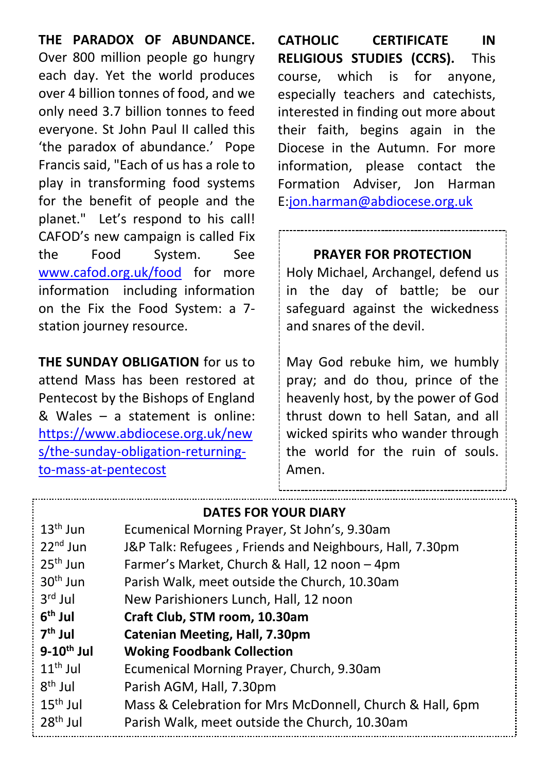**THE PARADOX OF ABUNDANCE.** Over 800 million people go hungry each day. Yet the world produces over 4 billion tonnes of food, and we only need 3.7 billion tonnes to feed everyone. St John Paul II called this 'the paradox of abundance.' Pope Francis said, "Each of us has a role to play in transforming food systems for the benefit of people and the planet." Let's respond to his call! CAFOD's new campaign is called Fix the Food System. See www.cafod.org.uk/food for more information including information on the Fix the Food System: a 7-station journey resource.

**THE SUNDAY OBLIGATION** for us to attend Mass has been restored at Pentecost by the Bishops of England & Wales – a statement is online: https://www.abdiocese.org.uk/news/the-sunday-obligation-returning-to-mass-at-pentecost

**CATHOLIC CERTIFICATE IN RELIGIOUS STUDIES (CCRS).** This course, which is for anyone, especially teachers and catechists, interested in finding out more about their faith, begins again in the Diocese in the Autumn. For more information, please contact the Formation Adviser, Jon Harman E:jon.harman@abdiocese.org.uk

**PRAYER FOR PROTECTION**

Holy Michael, Archangel, defend us in the day of battle; be our safeguard against the wickedness and snares of the devil.

May God rebuke him, we humbly pray; and do thou, prince of the heavenly host, by the power of God thrust down to hell Satan, and all wicked spirits who wander through the world for the ruin of souls. Amen.

**DATES FOR YOUR DIARY**

| | |
|---|---|
| 13th Jun | Ecumenical Morning Prayer, St John's, 9.30am |
| 22nd Jun | J&P Talk: Refugees , Friends and Neighbours, Hall, 7.30pm |
| 25th Jun | Farmer's Market, Church & Hall, 12 noon – 4pm |
| 30th Jun | Parish Walk, meet outside the Church, 10.30am |
| 3rd Jul | New Parishioners Lunch, Hall, 12 noon |
| **6th Jul** | **Craft Club, STM room, 10.30am** |
| **7th Jul** | **Catenian Meeting, Hall, 7.30pm** |
| **9-10th Jul** | **Woking Foodbank Collection** |
| 11th Jul | Ecumenical Morning Prayer, Church, 9.30am |
| 8th Jul | Parish AGM, Hall, 7.30pm |
| 15th Jul | Mass & Celebration for Mrs McDonnell, Church & Hall, 6pm |
| 28th Jul | Parish Walk, meet outside the Church, 10.30am |